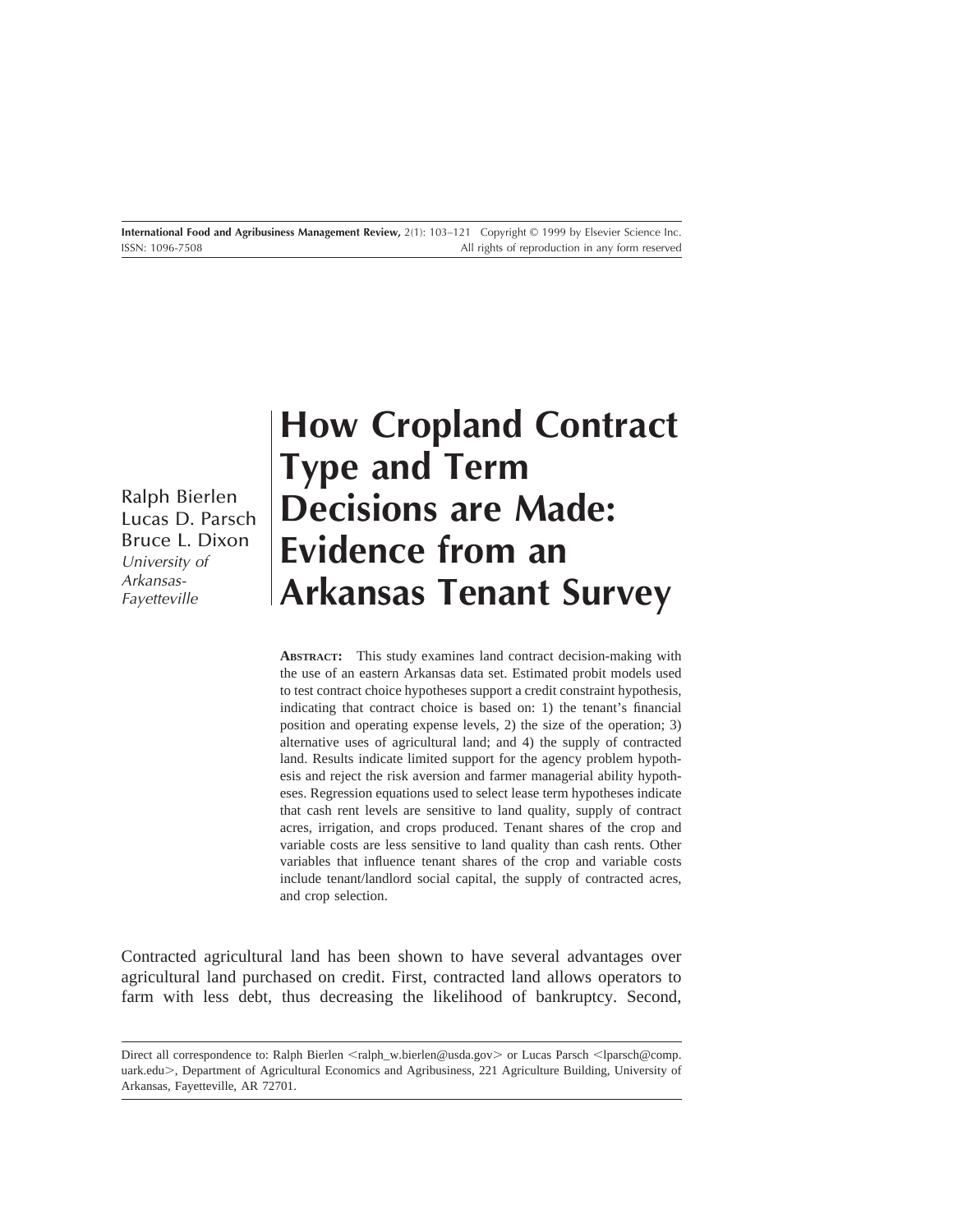# How Cropland Contract Type and Term Decisions are Made: Evidence from an Arkansas Tenant Survey

Ralph Bierlen
Lucas D. Parsch
Bruce L. Dixon
*University of Arkansas-Fayetteville*

**ABSTRACT:** This study examines land contract decision-making with the use of an eastern Arkansas data set. Estimated probit models used to test contract choice hypotheses support a credit constraint hypothesis, indicating that contract choice is based on: 1) the tenant's financial position and operating expense levels, 2) the size of the operation; 3) alternative uses of agricultural land; and 4) the supply of contracted land. Results indicate limited support for the agency problem hypothesis and reject the risk aversion and farmer managerial ability hypotheses. Regression equations used to select lease term hypotheses indicate that cash rent levels are sensitive to land quality, supply of contract acres, irrigation, and crops produced. Tenant shares of the crop and variable costs are less sensitive to land quality than cash rents. Other variables that influence tenant shares of the crop and variable costs include tenant/landlord social capital, the supply of contracted acres, and crop selection.

Contracted agricultural land has been shown to have several advantages over agricultural land purchased on credit. First, contracted land allows operators to farm with less debt, thus decreasing the likelihood of bankruptcy. Second,

---

Direct all correspondence to: Ralph Bierlen <ralph_w.bierlen@usda.gov> or Lucas Parsch <lparsch@comp.uark.edu>, Department of Agricultural Economics and Agribusiness, 221 Agriculture Building, University of Arkansas, Fayetteville, AR 72701.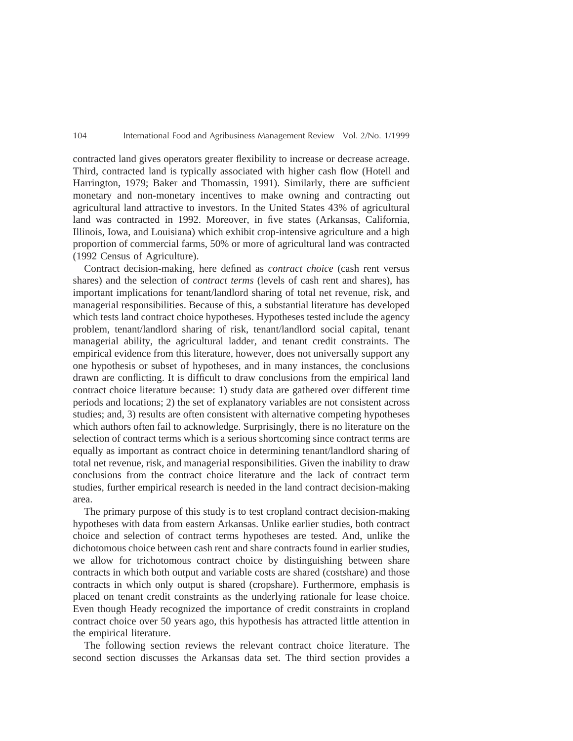contracted land gives operators greater flexibility to increase or decrease acreage. Third, contracted land is typically associated with higher cash flow (Hotell and Harrington, 1979; Baker and Thomassin, 1991). Similarly, there are sufficient monetary and non-monetary incentives to make owning and contracting out agricultural land attractive to investors. In the United States 43% of agricultural land was contracted in 1992. Moreover, in five states (Arkansas, California, Illinois, Iowa, and Louisiana) which exhibit crop-intensive agriculture and a high proportion of commercial farms, 50% or more of agricultural land was contracted (1992 Census of Agriculture).

Contract decision-making, here defined as *contract choice* (cash rent versus shares) and the selection of *contract terms* (levels of cash rent and shares), has important implications for tenant/landlord sharing of total net revenue, risk, and managerial responsibilities. Because of this, a substantial literature has developed which tests land contract choice hypotheses. Hypotheses tested include the agency problem, tenant/landlord sharing of risk, tenant/landlord social capital, tenant managerial ability, the agricultural ladder, and tenant credit constraints. The empirical evidence from this literature, however, does not universally support any one hypothesis or subset of hypotheses, and in many instances, the conclusions drawn are conflicting. It is difficult to draw conclusions from the empirical land contract choice literature because: 1) study data are gathered over different time periods and locations; 2) the set of explanatory variables are not consistent across studies; and, 3) results are often consistent with alternative competing hypotheses which authors often fail to acknowledge. Surprisingly, there is no literature on the selection of contract terms which is a serious shortcoming since contract terms are equally as important as contract choice in determining tenant/landlord sharing of total net revenue, risk, and managerial responsibilities. Given the inability to draw conclusions from the contract choice literature and the lack of contract term studies, further empirical research is needed in the land contract decision-making area.

The primary purpose of this study is to test cropland contract decision-making hypotheses with data from eastern Arkansas. Unlike earlier studies, both contract choice and selection of contract terms hypotheses are tested. And, unlike the dichotomous choice between cash rent and share contracts found in earlier studies, we allow for trichotomous contract choice by distinguishing between share contracts in which both output and variable costs are shared (costshare) and those contracts in which only output is shared (cropshare). Furthermore, emphasis is placed on tenant credit constraints as the underlying rationale for lease choice. Even though Heady recognized the importance of credit constraints in cropland contract choice over 50 years ago, this hypothesis has attracted little attention in the empirical literature.

The following section reviews the relevant contract choice literature. The second section discusses the Arkansas data set. The third section provides a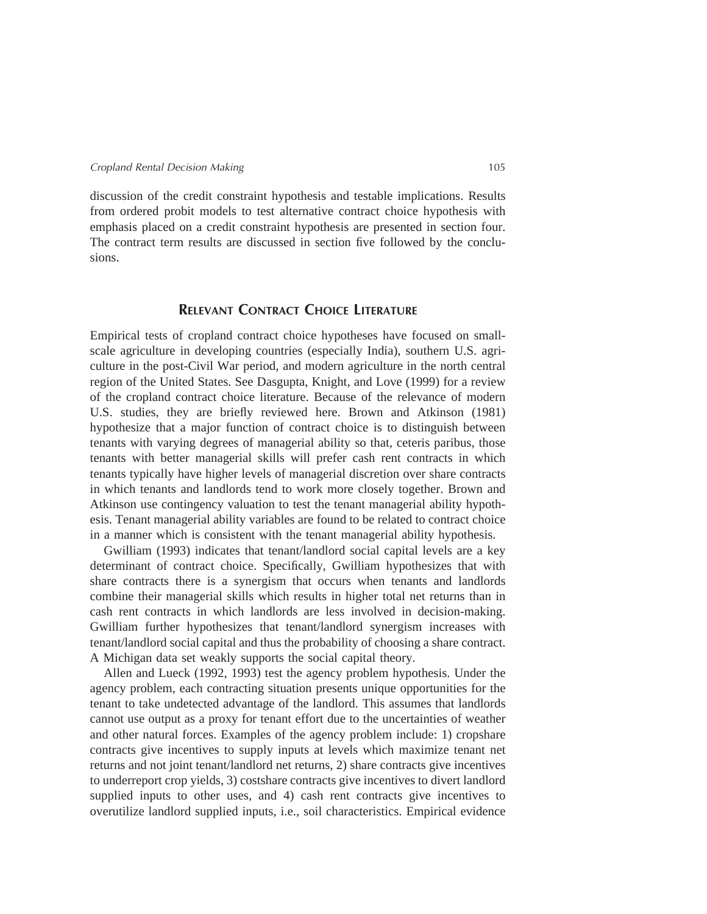discussion of the credit constraint hypothesis and testable implications. Results from ordered probit models to test alternative contract choice hypothesis with emphasis placed on a credit constraint hypothesis are presented in section four. The contract term results are discussed in section five followed by the conclusions.

## RELEVANT CONTRACT CHOICE LITERATURE

Empirical tests of cropland contract choice hypotheses have focused on small-scale agriculture in developing countries (especially India), southern U.S. agriculture in the post-Civil War period, and modern agriculture in the north central region of the United States. See Dasgupta, Knight, and Love (1999) for a review of the cropland contract choice literature. Because of the relevance of modern U.S. studies, they are briefly reviewed here. Brown and Atkinson (1981) hypothesize that a major function of contract choice is to distinguish between tenants with varying degrees of managerial ability so that, ceteris paribus, those tenants with better managerial skills will prefer cash rent contracts in which tenants typically have higher levels of managerial discretion over share contracts in which tenants and landlords tend to work more closely together. Brown and Atkinson use contingency valuation to test the tenant managerial ability hypothesis. Tenant managerial ability variables are found to be related to contract choice in a manner which is consistent with the tenant managerial ability hypothesis.

Gwilliam (1993) indicates that tenant/landlord social capital levels are a key determinant of contract choice. Specifically, Gwilliam hypothesizes that with share contracts there is a synergism that occurs when tenants and landlords combine their managerial skills which results in higher total net returns than in cash rent contracts in which landlords are less involved in decision-making. Gwilliam further hypothesizes that tenant/landlord synergism increases with tenant/landlord social capital and thus the probability of choosing a share contract. A Michigan data set weakly supports the social capital theory.

Allen and Lueck (1992, 1993) test the agency problem hypothesis. Under the agency problem, each contracting situation presents unique opportunities for the tenant to take undetected advantage of the landlord. This assumes that landlords cannot use output as a proxy for tenant effort due to the uncertainties of weather and other natural forces. Examples of the agency problem include: 1) cropshare contracts give incentives to supply inputs at levels which maximize tenant net returns and not joint tenant/landlord net returns, 2) share contracts give incentives to underreport crop yields, 3) costshare contracts give incentives to divert landlord supplied inputs to other uses, and 4) cash rent contracts give incentives to overutilize landlord supplied inputs, i.e., soil characteristics. Empirical evidence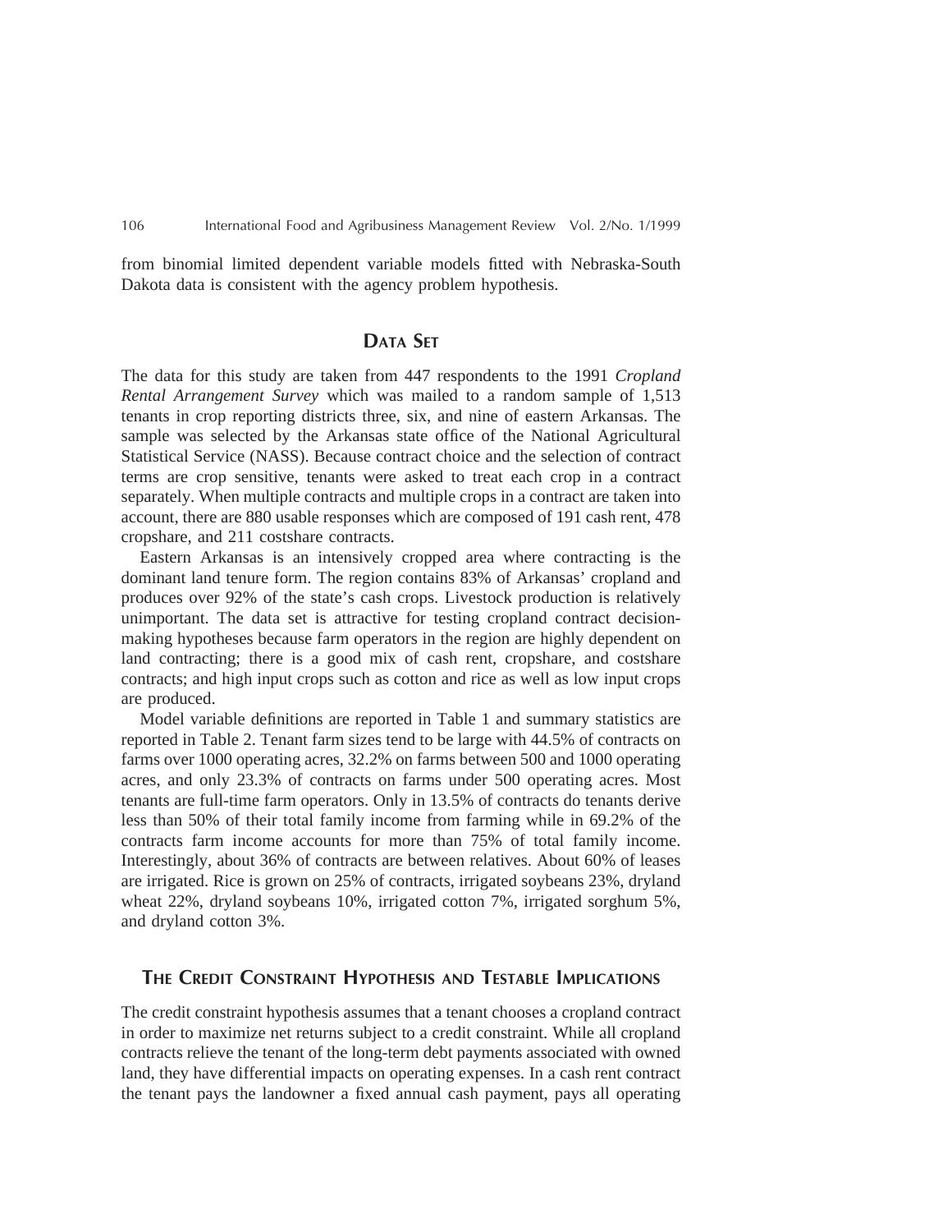from binomial limited dependent variable models fitted with Nebraska-South Dakota data is consistent with the agency problem hypothesis.

## Data Set

The data for this study are taken from 447 respondents to the 1991 *Cropland Rental Arrangement Survey* which was mailed to a random sample of 1,513 tenants in crop reporting districts three, six, and nine of eastern Arkansas. The sample was selected by the Arkansas state office of the National Agricultural Statistical Service (NASS). Because contract choice and the selection of contract terms are crop sensitive, tenants were asked to treat each crop in a contract separately. When multiple contracts and multiple crops in a contract are taken into account, there are 880 usable responses which are composed of 191 cash rent, 478 cropshare, and 211 costshare contracts.

Eastern Arkansas is an intensively cropped area where contracting is the dominant land tenure form. The region contains 83% of Arkansas' cropland and produces over 92% of the state's cash crops. Livestock production is relatively unimportant. The data set is attractive for testing cropland contract decision-making hypotheses because farm operators in the region are highly dependent on land contracting; there is a good mix of cash rent, cropshare, and costshare contracts; and high input crops such as cotton and rice as well as low input crops are produced.

Model variable definitions are reported in Table 1 and summary statistics are reported in Table 2. Tenant farm sizes tend to be large with 44.5% of contracts on farms over 1000 operating acres, 32.2% on farms between 500 and 1000 operating acres, and only 23.3% of contracts on farms under 500 operating acres. Most tenants are full-time farm operators. Only in 13.5% of contracts do tenants derive less than 50% of their total family income from farming while in 69.2% of the contracts farm income accounts for more than 75% of total family income. Interestingly, about 36% of contracts are between relatives. About 60% of leases are irrigated. Rice is grown on 25% of contracts, irrigated soybeans 23%, dryland wheat 22%, dryland soybeans 10%, irrigated cotton 7%, irrigated sorghum 5%, and dryland cotton 3%.

## The Credit Constraint Hypothesis and Testable Implications

The credit constraint hypothesis assumes that a tenant chooses a cropland contract in order to maximize net returns subject to a credit constraint. While all cropland contracts relieve the tenant of the long-term debt payments associated with owned land, they have differential impacts on operating expenses. In a cash rent contract the tenant pays the landowner a fixed annual cash payment, pays all operating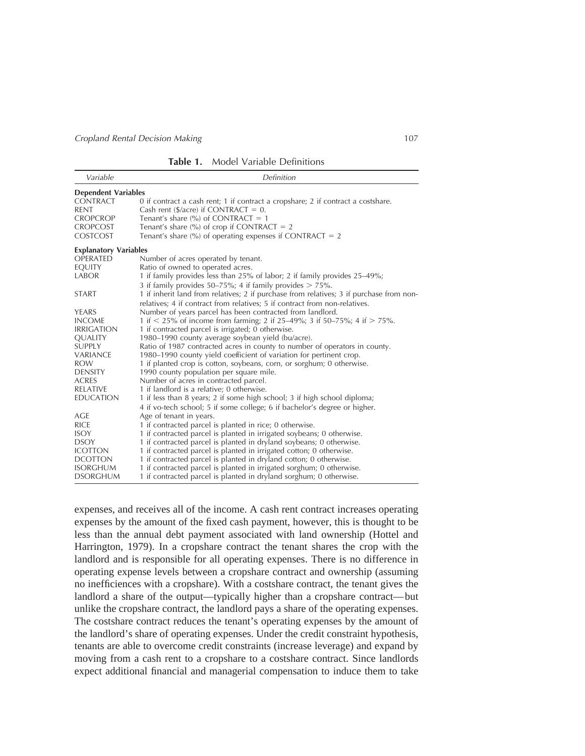**Table 1.** Model Variable Definitions

| Variable | Definition |
|---|---|
| **Dependent Variables** | |
| CONTRACT | 0 if contract a cash rent; 1 if contract a cropshare; 2 if contract a costshare. |
| RENT | Cash rent ($/acre) if CONTRACT = 0. |
| CROPCROP | Tenant's share (%) of CONTRACT = 1 |
| CROPCOST | Tenant's share (%) of crop if CONTRACT = 2 |
| COSTCOST | Tenant's share (%) of operating expenses if CONTRACT = 2 |
| **Explanatory Variables** | |
| OPERATED | Number of acres operated by tenant. |
| EQUITY | Ratio of owned to operated acres. |
| LABOR | 1 if family provides less than 25% of labor; 2 if family provides 25–49%; 3 if family provides 50–75%; 4 if family provides > 75%. |
| START | 1 if inherit land from relatives; 2 if purchase from relatives; 3 if purchase from non-relatives; 4 if contract from relatives; 5 if contract from non-relatives. |
| YEARS | Number of years parcel has been contracted from landlord. |
| INCOME | 1 if < 25% of income from farming; 2 if 25–49%; 3 if 50–75%; 4 if > 75%. |
| IRRIGATION | 1 if contracted parcel is irrigated; 0 otherwise. |
| QUALITY | 1980–1990 county average soybean yield (bu/acre). |
| SUPPLY | Ratio of 1987 contracted acres in county to number of operators in county. |
| VARIANCE | 1980–1990 county yield coefficient of variation for pertinent crop. |
| ROW | 1 if planted crop is cotton, soybeans, corn, or sorghum; 0 otherwise. |
| DENSITY | 1990 county population per square mile. |
| ACRES | Number of acres in contracted parcel. |
| RELATIVE | 1 if landlord is a relative; 0 otherwise. |
| EDUCATION | 1 if less than 8 years; 2 if some high school; 3 if high school diploma; 4 if vo-tech school; 5 if some college; 6 if bachelor's degree or higher. |
| AGE | Age of tenant in years. |
| RICE | 1 if contracted parcel is planted in rice; 0 otherwise. |
| ISOY | 1 if contracted parcel is planted in irrigated soybeans; 0 otherwise. |
| DSOY | 1 if contracted parcel is planted in dryland soybeans; 0 otherwise. |
| ICOTTON | 1 if contracted parcel is planted in irrigated cotton; 0 otherwise. |
| DCOTTON | 1 if contracted parcel is planted in dryland cotton; 0 otherwise. |
| ISORGHUM | 1 if contracted parcel is planted in irrigated sorghum; 0 otherwise. |
| DSORGHUM | 1 if contracted parcel is planted in dryland sorghum; 0 otherwise. |

expenses, and receives all of the income. A cash rent contract increases operating expenses by the amount of the fixed cash payment, however, this is thought to be less than the annual debt payment associated with land ownership (Hottel and Harrington, 1979). In a cropshare contract the tenant shares the crop with the landlord and is responsible for all operating expenses. There is no difference in operating expense levels between a cropshare contract and ownership (assuming no inefficiences with a cropshare). With a costshare contract, the tenant gives the landlord a share of the output—typically higher than a cropshare contract—but unlike the cropshare contract, the landlord pays a share of the operating expenses. The costshare contract reduces the tenant's operating expenses by the amount of the landlord's share of operating expenses. Under the credit constraint hypothesis, tenants are able to overcome credit constraints (increase leverage) and expand by moving from a cash rent to a cropshare to a costshare contract. Since landlords expect additional financial and managerial compensation to induce them to take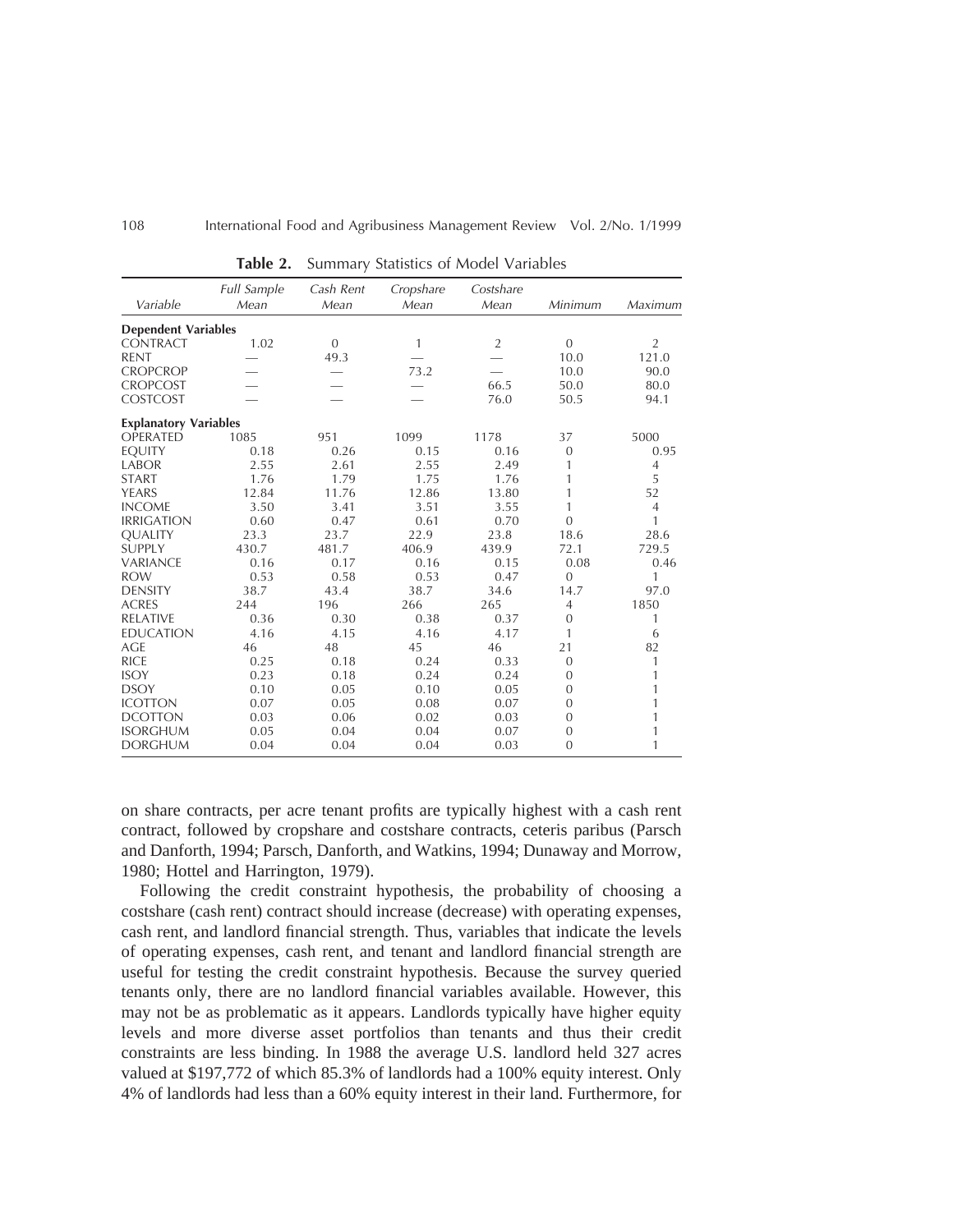**Table 2.** Summary Statistics of Model Variables

| Variable | Full Sample Mean | Cash Rent Mean | Cropshare Mean | Costshare Mean | Minimum | Maximum |
|---|---|---|---|---|---|---|
| **Dependent Variables** | | | | | | |
| CONTRACT | 1.02 | 0 | 1 | 2 | 0 | 2 |
| RENT | — | 49.3 | — | — | 10.0 | 121.0 |
| CROPCROP | — | — | 73.2 | — | 10.0 | 90.0 |
| CROPCOST | — | — | — | 66.5 | 50.0 | 80.0 |
| COSTCOST | — | — | — | 76.0 | 50.5 | 94.1 |
| **Explanatory Variables** | | | | | | |
| OPERATED | 1085 | 951 | 1099 | 1178 | 37 | 5000 |
| EQUITY | 0.18 | 0.26 | 0.15 | 0.16 | 0 | 0.95 |
| LABOR | 2.55 | 2.61 | 2.55 | 2.49 | 1 | 4 |
| START | 1.76 | 1.79 | 1.75 | 1.76 | 1 | 5 |
| YEARS | 12.84 | 11.76 | 12.86 | 13.80 | 1 | 52 |
| INCOME | 3.50 | 3.41 | 3.51 | 3.55 | 1 | 4 |
| IRRIGATION | 0.60 | 0.47 | 0.61 | 0.70 | 0 | 1 |
| QUALITY | 23.3 | 23.7 | 22.9 | 23.8 | 18.6 | 28.6 |
| SUPPLY | 430.7 | 481.7 | 406.9 | 439.9 | 72.1 | 729.5 |
| VARIANCE | 0.16 | 0.17 | 0.16 | 0.15 | 0.08 | 0.46 |
| ROW | 0.53 | 0.58 | 0.53 | 0.47 | 0 | 1 |
| DENSITY | 38.7 | 43.4 | 38.7 | 34.6 | 14.7 | 97.0 |
| ACRES | 244 | 196 | 266 | 265 | 4 | 1850 |
| RELATIVE | 0.36 | 0.30 | 0.38 | 0.37 | 0 | 1 |
| EDUCATION | 4.16 | 4.15 | 4.16 | 4.17 | 1 | 6 |
| AGE | 46 | 48 | 45 | 46 | 21 | 82 |
| RICE | 0.25 | 0.18 | 0.24 | 0.33 | 0 | 1 |
| ISOY | 0.23 | 0.18 | 0.24 | 0.24 | 0 | 1 |
| DSOY | 0.10 | 0.05 | 0.10 | 0.05 | 0 | 1 |
| ICOTTON | 0.07 | 0.05 | 0.08 | 0.07 | 0 | 1 |
| DCOTTON | 0.03 | 0.06 | 0.02 | 0.03 | 0 | 1 |
| ISORGHUM | 0.05 | 0.04 | 0.04 | 0.07 | 0 | 1 |
| DORGHUM | 0.04 | 0.04 | 0.04 | 0.03 | 0 | 1 |

on share contracts, per acre tenant profits are typically highest with a cash rent contract, followed by cropshare and costshare contracts, ceteris paribus (Parsch and Danforth, 1994; Parsch, Danforth, and Watkins, 1994; Dunaway and Morrow, 1980; Hottel and Harrington, 1979).

Following the credit constraint hypothesis, the probability of choosing a costshare (cash rent) contract should increase (decrease) with operating expenses, cash rent, and landlord financial strength. Thus, variables that indicate the levels of operating expenses, cash rent, and tenant and landlord financial strength are useful for testing the credit constraint hypothesis. Because the survey queried tenants only, there are no landlord financial variables available. However, this may not be as problematic as it appears. Landlords typically have higher equity levels and more diverse asset portfolios than tenants and thus their credit constraints are less binding. In 1988 the average U.S. landlord held 327 acres valued at $197,772 of which 85.3% of landlords had a 100% equity interest. Only 4% of landlords had less than a 60% equity interest in their land. Furthermore, for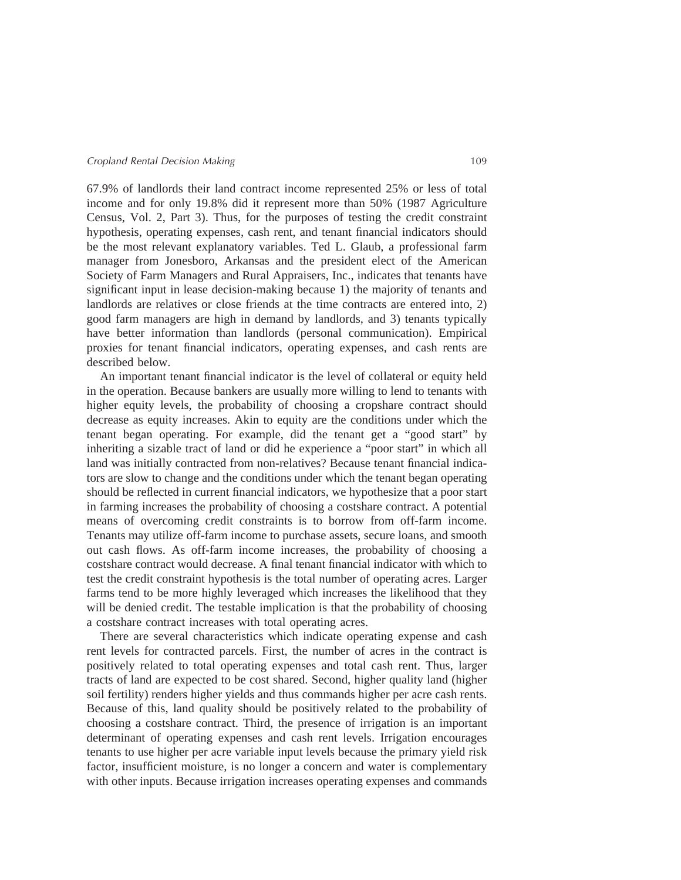67.9% of landlords their land contract income represented 25% or less of total income and for only 19.8% did it represent more than 50% (1987 Agriculture Census, Vol. 2, Part 3). Thus, for the purposes of testing the credit constraint hypothesis, operating expenses, cash rent, and tenant financial indicators should be the most relevant explanatory variables. Ted L. Glaub, a professional farm manager from Jonesboro, Arkansas and the president elect of the American Society of Farm Managers and Rural Appraisers, Inc., indicates that tenants have significant input in lease decision-making because 1) the majority of tenants and landlords are relatives or close friends at the time contracts are entered into, 2) good farm managers are high in demand by landlords, and 3) tenants typically have better information than landlords (personal communication). Empirical proxies for tenant financial indicators, operating expenses, and cash rents are described below.

An important tenant financial indicator is the level of collateral or equity held in the operation. Because bankers are usually more willing to lend to tenants with higher equity levels, the probability of choosing a cropshare contract should decrease as equity increases. Akin to equity are the conditions under which the tenant began operating. For example, did the tenant get a "good start" by inheriting a sizable tract of land or did he experience a "poor start" in which all land was initially contracted from non-relatives? Because tenant financial indicators are slow to change and the conditions under which the tenant began operating should be reflected in current financial indicators, we hypothesize that a poor start in farming increases the probability of choosing a costshare contract. A potential means of overcoming credit constraints is to borrow from off-farm income. Tenants may utilize off-farm income to purchase assets, secure loans, and smooth out cash flows. As off-farm income increases, the probability of choosing a costshare contract would decrease. A final tenant financial indicator with which to test the credit constraint hypothesis is the total number of operating acres. Larger farms tend to be more highly leveraged which increases the likelihood that they will be denied credit. The testable implication is that the probability of choosing a costshare contract increases with total operating acres.

There are several characteristics which indicate operating expense and cash rent levels for contracted parcels. First, the number of acres in the contract is positively related to total operating expenses and total cash rent. Thus, larger tracts of land are expected to be cost shared. Second, higher quality land (higher soil fertility) renders higher yields and thus commands higher per acre cash rents. Because of this, land quality should be positively related to the probability of choosing a costshare contract. Third, the presence of irrigation is an important determinant of operating expenses and cash rent levels. Irrigation encourages tenants to use higher per acre variable input levels because the primary yield risk factor, insufficient moisture, is no longer a concern and water is complementary with other inputs. Because irrigation increases operating expenses and commands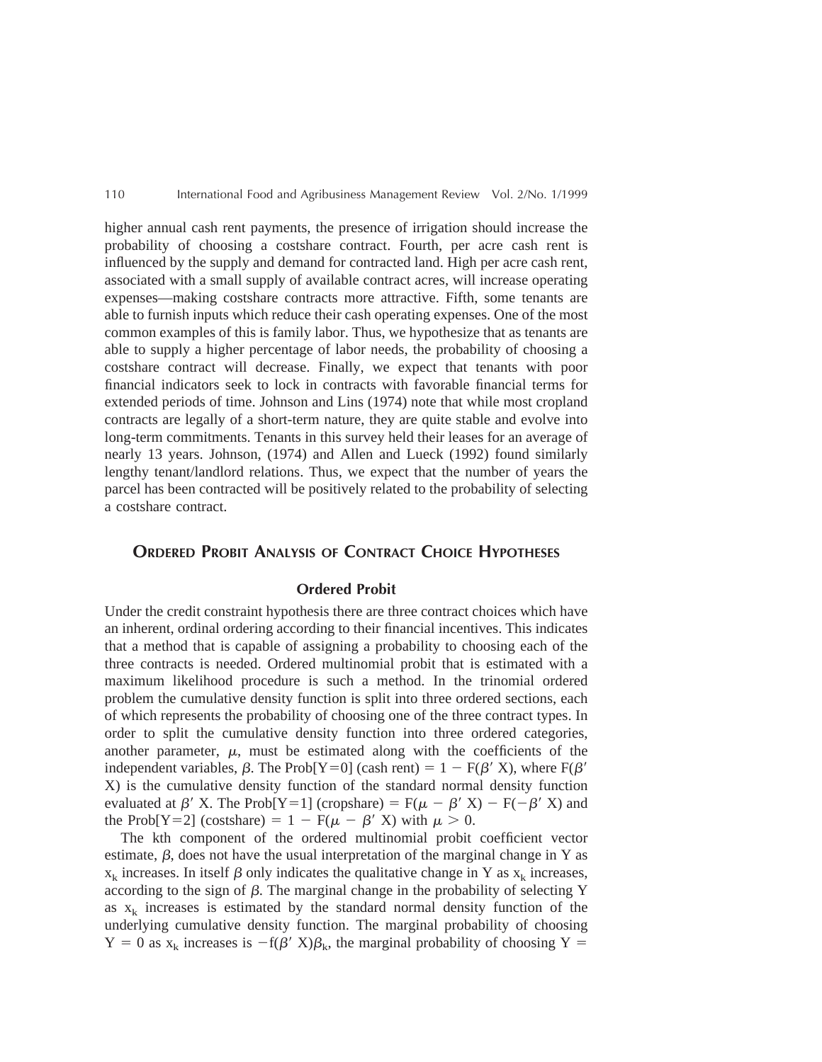higher annual cash rent payments, the presence of irrigation should increase the probability of choosing a costshare contract. Fourth, per acre cash rent is influenced by the supply and demand for contracted land. High per acre cash rent, associated with a small supply of available contract acres, will increase operating expenses—making costshare contracts more attractive. Fifth, some tenants are able to furnish inputs which reduce their cash operating expenses. One of the most common examples of this is family labor. Thus, we hypothesize that as tenants are able to supply a higher percentage of labor needs, the probability of choosing a costshare contract will decrease. Finally, we expect that tenants with poor financial indicators seek to lock in contracts with favorable financial terms for extended periods of time. Johnson and Lins (1974) note that while most cropland contracts are legally of a short-term nature, they are quite stable and evolve into long-term commitments. Tenants in this survey held their leases for an average of nearly 13 years. Johnson, (1974) and Allen and Lueck (1992) found similarly lengthy tenant/landlord relations. Thus, we expect that the number of years the parcel has been contracted will be positively related to the probability of selecting a costshare contract.

## Ordered Probit Analysis of Contract Choice Hypotheses

### Ordered Probit

Under the credit constraint hypothesis there are three contract choices which have an inherent, ordinal ordering according to their financial incentives. This indicates that a method that is capable of assigning a probability to choosing each of the three contracts is needed. Ordered multinomial probit that is estimated with a maximum likelihood procedure is such a method. In the trinomial ordered problem the cumulative density function is split into three ordered sections, each of which represents the probability of choosing one of the three contract types. In order to split the cumulative density function into three ordered categories, another parameter, $\mu$, must be estimated along with the coefficients of the independent variables, $\beta$. The Prob[Y=0] (cash rent) $= 1 - F(\beta' X)$, where $F(\beta' X)$ is the cumulative density function of the standard normal density function evaluated at $\beta' X$. The Prob[Y=1] (cropshare) $= F(\mu - \beta' X) - F(-\beta' X)$ and the Prob[Y=2] (costshare) $= 1 - F(\mu - \beta' X)$ with $\mu > 0$.

The kth component of the ordered multinomial probit coefficient vector estimate, $\beta$, does not have the usual interpretation of the marginal change in Y as $x_k$ increases. In itself $\beta$ only indicates the qualitative change in Y as $x_k$ increases, according to the sign of $\beta$. The marginal change in the probability of selecting Y as $x_k$ increases is estimated by the standard normal density function of the underlying cumulative density function. The marginal probability of choosing $Y = 0$ as $x_k$ increases is $-f(\beta' X)\beta_k$, the marginal probability of choosing Y =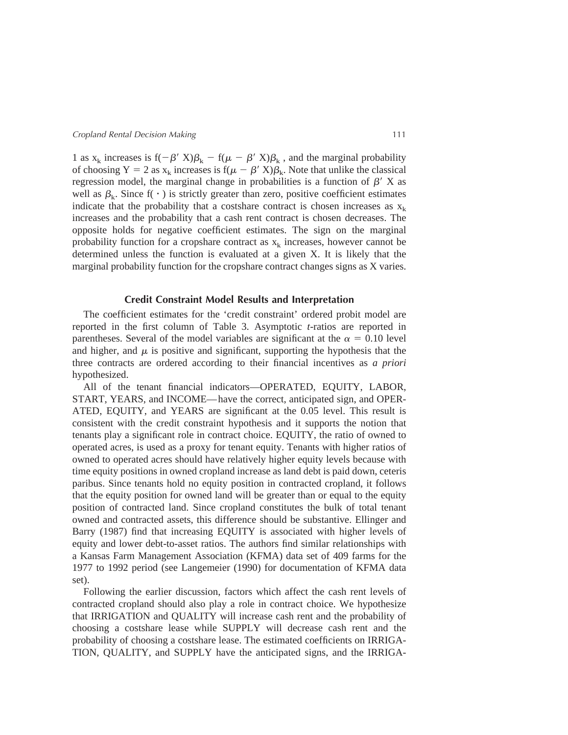1 as $x_k$ increases is $f(-\beta' X)\beta_k - f(\mu - \beta' X)\beta_k$, and the marginal probability of choosing $Y = 2$ as $x_k$ increases is $f(\mu - \beta' X)\beta_k$. Note that unlike the classical regression model, the marginal change in probabilities is a function of $\beta' X$ as well as $\beta_k$. Since $f(\cdot)$ is strictly greater than zero, positive coefficient estimates indicate that the probability that a costshare contract is chosen increases as $x_k$ increases and the probability that a cash rent contract is chosen decreases. The opposite holds for negative coefficient estimates. The sign on the marginal probability function for a cropshare contract as $x_k$ increases, however cannot be determined unless the function is evaluated at a given X. It is likely that the marginal probability function for the cropshare contract changes signs as X varies.

## Credit Constraint Model Results and Interpretation

The coefficient estimates for the 'credit constraint' ordered probit model are reported in the first column of Table 3. Asymptotic *t*-ratios are reported in parentheses. Several of the model variables are significant at the $\alpha = 0.10$ level and higher, and $\mu$ is positive and significant, supporting the hypothesis that the three contracts are ordered according to their financial incentives as *a priori* hypothesized.

All of the tenant financial indicators—OPERATED, EQUITY, LABOR, START, YEARS, and INCOME—have the correct, anticipated sign, and OPERATED, EQUITY, and YEARS are significant at the 0.05 level. This result is consistent with the credit constraint hypothesis and it supports the notion that tenants play a significant role in contract choice. EQUITY, the ratio of owned to operated acres, is used as a proxy for tenant equity. Tenants with higher ratios of owned to operated acres should have relatively higher equity levels because with time equity positions in owned cropland increase as land debt is paid down, ceteris paribus. Since tenants hold no equity position in contracted cropland, it follows that the equity position for owned land will be greater than or equal to the equity position of contracted land. Since cropland constitutes the bulk of total tenant owned and contracted assets, this difference should be substantive. Ellinger and Barry (1987) find that increasing EQUITY is associated with higher levels of equity and lower debt-to-asset ratios. The authors find similar relationships with a Kansas Farm Management Association (KFMA) data set of 409 farms for the 1977 to 1992 period (see Langemeier (1990) for documentation of KFMA data set).

Following the earlier discussion, factors which affect the cash rent levels of contracted cropland should also play a role in contract choice. We hypothesize that IRRIGATION and QUALITY will increase cash rent and the probability of choosing a costshare lease while SUPPLY will decrease cash rent and the probability of choosing a costshare lease. The estimated coefficients on IRRIGATION, QUALITY, and SUPPLY have the anticipated signs, and the IRRIGA-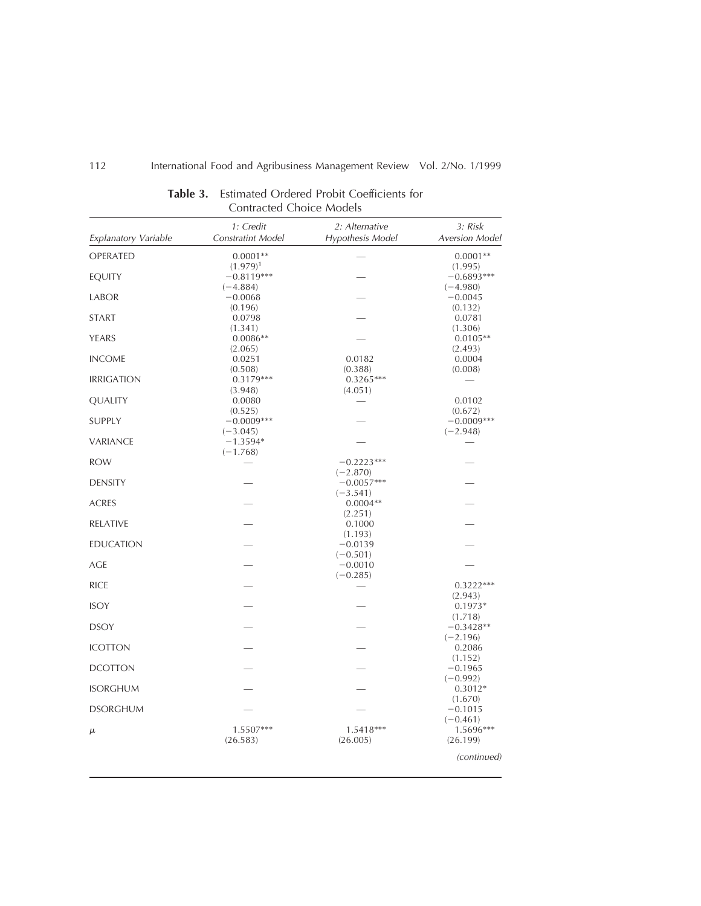**Table 3.** Estimated Ordered Probit Coefficients for Contracted Choice Models

| Explanatory Variable | 1: Credit Constratint Model | 2: Alternative Hypothesis Model | 3: Risk Aversion Model |
|---|---|---|---|
| OPERATED | 0.0001** | — | 0.0001** |
| | (1.979)[1] | | (1.995) |
| EQUITY | −0.8119*** | — | −0.6893*** |
| | (−4.884) | | (−4.980) |
| LABOR | −0.0068 | — | −0.0045 |
| | (0.196) | | (0.132) |
| START | 0.0798 | — | 0.0781 |
| | (1.341) | | (1.306) |
| YEARS | 0.0086** | — | 0.0105** |
| | (2.065) | | (2.493) |
| INCOME | 0.0251 | 0.0182 | 0.0004 |
| | (0.508) | (0.388) | (0.008) |
| IRRIGATION | 0.3179*** | 0.3265*** | — |
| | (3.948) | (4.051) | |
| QUALITY | 0.0080 | — | 0.0102 |
| | (0.525) | | (0.672) |
| SUPPLY | −0.0009*** | — | −0.0009*** |
| | (−3.045) | | (−2.948) |
| VARIANCE | −1.3594* | — | — |
| | (−1.768) | | |
| ROW | — | −0.2223*** | — |
| | | (−2.870) | |
| DENSITY | — | −0.0057*** | — |
| | | (−3.541) | |
| ACRES | — | 0.0004** | — |
| | | (2.251) | |
| RELATIVE | — | 0.1000 | — |
| | | (1.193) | |
| EDUCATION | — | −0.0139 | — |
| | | (−0.501) | |
| AGE | — | −0.0010 | — |
| | | (−0.285) | |
| RICE | — | — | 0.3222*** |
| | | | (2.943) |
| ISOY | — | — | 0.1973* |
| | | | (1.718) |
| DSOY | — | — | −0.3428** |
| | | | (−2.196) |
| ICOTTON | — | — | 0.2086 |
| | | | (1.152) |
| DCOTTON | — | — | −0.1965 |
| | | | (−0.992) |
| ISORGHUM | — | — | 0.3012* |
| | | | (1.670) |
| DSORGHUM | — | — | −0.1015 |
| | | | (−0.461) |
| $\mu$ | 1.5507*** | 1.5418*** | 1.5696*** |
| | (26.583) | (26.005) | (26.199) |

*(continued)*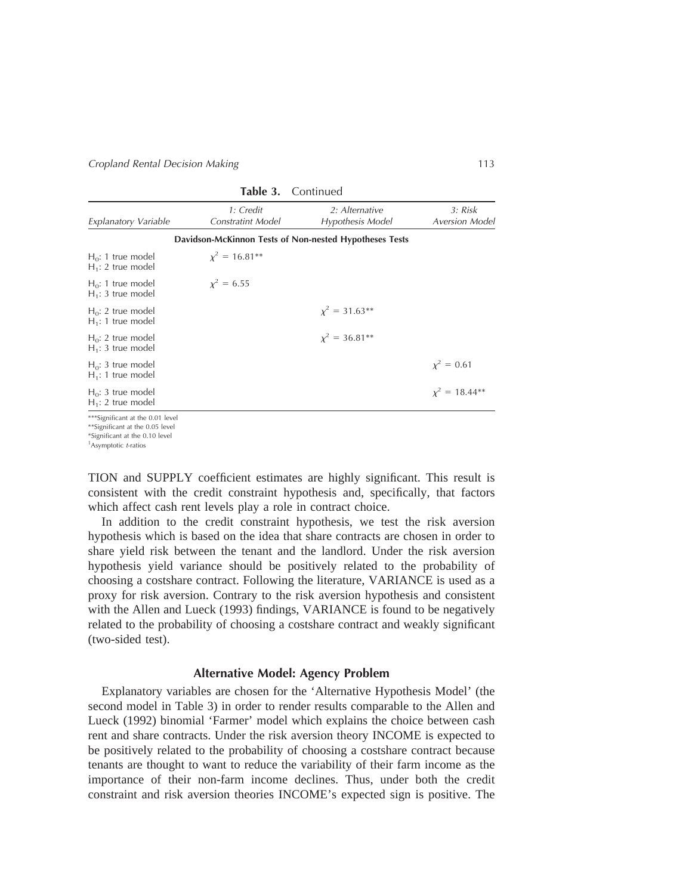**Table 3.** Continued

| Explanatory Variable | *1: Credit Constraint Model* | *2: Alternative Hypothesis Model* | *3: Risk Aversion Model* |
|---|---|---|---|
| | **Davidson-McKinnon Tests of Non-nested Hypotheses Tests** | | |
| $H_0$: 1 true model<br>$H_1$: 2 true model | $\chi^2 = 16.81$** | | |
| $H_0$: 1 true model<br>$H_1$: 3 true model | $\chi^2 = 6.55$ | | |
| $H_0$: 2 true model<br>$H_1$: 1 true model | | $\chi^2 = 31.63$** | |
| $H_0$: 2 true model<br>$H_1$: 3 true model | | $\chi^2 = 36.81$** | |
| $H_0$: 3 true model<br>$H_1$: 1 true model | | | $\chi^2 = 0.61$ |
| $H_0$: 3 true model<br>$H_1$: 2 true model | | | $\chi^2 = 18.44$** |

***Significant at the 0.01 level
**Significant at the 0.05 level
*Significant at the 0.10 level
[1]Asymptotic *t*-ratios

TION and SUPPLY coefficient estimates are highly significant. This result is consistent with the credit constraint hypothesis and, specifically, that factors which affect cash rent levels play a role in contract choice.

In addition to the credit constraint hypothesis, we test the risk aversion hypothesis which is based on the idea that share contracts are chosen in order to share yield risk between the tenant and the landlord. Under the risk aversion hypothesis yield variance should be positively related to the probability of choosing a costshare contract. Following the literature, VARIANCE is used as a proxy for risk aversion. Contrary to the risk aversion hypothesis and consistent with the Allen and Lueck (1993) findings, VARIANCE is found to be negatively related to the probability of choosing a costshare contract and weakly significant (two-sided test).

### Alternative Model: Agency Problem

Explanatory variables are chosen for the 'Alternative Hypothesis Model' (the second model in Table 3) in order to render results comparable to the Allen and Lueck (1992) binomial 'Farmer' model which explains the choice between cash rent and share contracts. Under the risk aversion theory INCOME is expected to be positively related to the probability of choosing a costshare contract because tenants are thought to want to reduce the variability of their farm income as the importance of their non-farm income declines. Thus, under both the credit constraint and risk aversion theories INCOME's expected sign is positive. The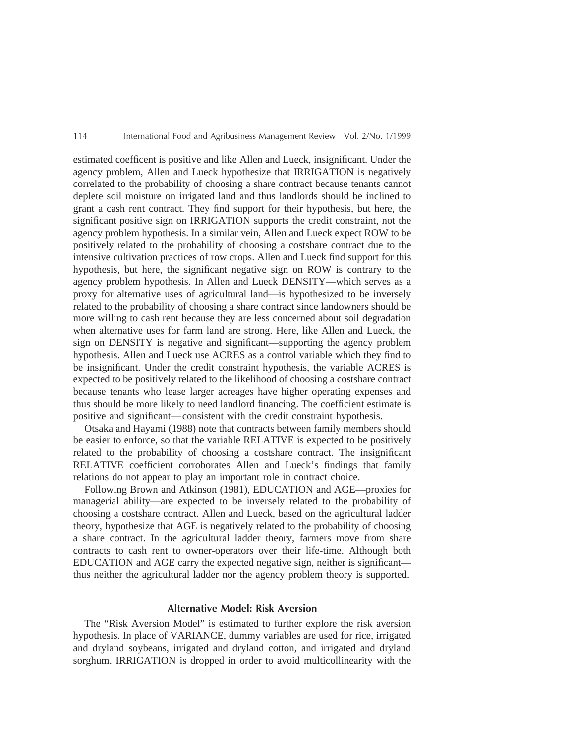estimated coefficent is positive and like Allen and Lueck, insignificant. Under the agency problem, Allen and Lueck hypothesize that IRRIGATION is negatively correlated to the probability of choosing a share contract because tenants cannot deplete soil moisture on irrigated land and thus landlords should be inclined to grant a cash rent contract. They find support for their hypothesis, but here, the significant positive sign on IRRIGATION supports the credit constraint, not the agency problem hypothesis. In a similar vein, Allen and Lueck expect ROW to be positively related to the probability of choosing a costshare contract due to the intensive cultivation practices of row crops. Allen and Lueck find support for this hypothesis, but here, the significant negative sign on ROW is contrary to the agency problem hypothesis. In Allen and Lueck DENSITY—which serves as a proxy for alternative uses of agricultural land—is hypothesized to be inversely related to the probability of choosing a share contract since landowners should be more willing to cash rent because they are less concerned about soil degradation when alternative uses for farm land are strong. Here, like Allen and Lueck, the sign on DENSITY is negative and significant—supporting the agency problem hypothesis. Allen and Lueck use ACRES as a control variable which they find to be insignificant. Under the credit constraint hypothesis, the variable ACRES is expected to be positively related to the likelihood of choosing a costshare contract because tenants who lease larger acreages have higher operating expenses and thus should be more likely to need landlord financing. The coefficient estimate is positive and significant— consistent with the credit constraint hypothesis.

Otsaka and Hayami (1988) note that contracts between family members should be easier to enforce, so that the variable RELATIVE is expected to be positively related to the probability of choosing a costshare contract. The insignificant RELATIVE coefficient corroborates Allen and Lueck's findings that family relations do not appear to play an important role in contract choice.

Following Brown and Atkinson (1981), EDUCATION and AGE—proxies for managerial ability—are expected to be inversely related to the probability of choosing a costshare contract. Allen and Lueck, based on the agricultural ladder theory, hypothesize that AGE is negatively related to the probability of choosing a share contract. In the agricultural ladder theory, farmers move from share contracts to cash rent to owner-operators over their life-time. Although both EDUCATION and AGE carry the expected negative sign, neither is significant—thus neither the agricultural ladder nor the agency problem theory is supported.

## Alternative Model: Risk Aversion

The "Risk Aversion Model" is estimated to further explore the risk aversion hypothesis. In place of VARIANCE, dummy variables are used for rice, irrigated and dryland soybeans, irrigated and dryland cotton, and irrigated and dryland sorghum. IRRIGATION is dropped in order to avoid multicollinearity with the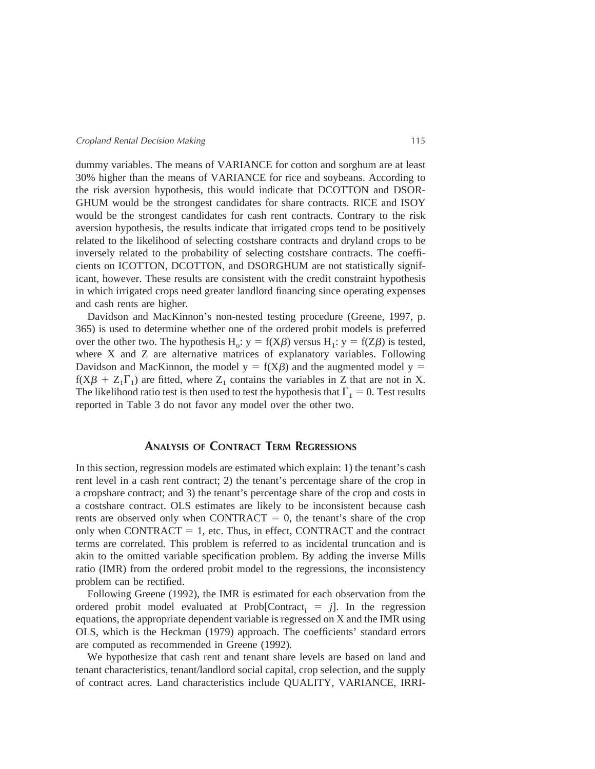dummy variables. The means of VARIANCE for cotton and sorghum are at least 30% higher than the means of VARIANCE for rice and soybeans. According to the risk aversion hypothesis, this would indicate that DCOTTON and DSORGHUM would be the strongest candidates for share contracts. RICE and ISOY would be the strongest candidates for cash rent contracts. Contrary to the risk aversion hypothesis, the results indicate that irrigated crops tend to be positively related to the likelihood of selecting costshare contracts and dryland crops to be inversely related to the probability of selecting costshare contracts. The coefficients on ICOTTON, DCOTTON, and DSORGHUM are not statistically significant, however. These results are consistent with the credit constraint hypothesis in which irrigated crops need greater landlord financing since operating expenses and cash rents are higher.

Davidson and MacKinnon's non-nested testing procedure (Greene, 1997, p. 365) is used to determine whether one of the ordered probit models is preferred over the other two. The hypothesis $H_o$: $y = f(X\beta)$ versus $H_1$: $y = f(Z\beta)$ is tested, where X and Z are alternative matrices of explanatory variables. Following Davidson and MacKinnon, the model $y = f(X\beta)$ and the augmented model $y = f(X\beta + Z_1\Gamma_1)$ are fitted, where $Z_1$ contains the variables in Z that are not in X. The likelihood ratio test is then used to test the hypothesis that $\Gamma_1 = 0$. Test results reported in Table 3 do not favor any model over the other two.

## Analysis of Contract Term Regressions

In this section, regression models are estimated which explain: 1) the tenant's cash rent level in a cash rent contract; 2) the tenant's percentage share of the crop in a cropshare contract; and 3) the tenant's percentage share of the crop and costs in a costshare contract. OLS estimates are likely to be inconsistent because cash rents are observed only when CONTRACT = 0, the tenant's share of the crop only when CONTRACT = 1, etc. Thus, in effect, CONTRACT and the contract terms are correlated. This problem is referred to as incidental truncation and is akin to the omitted variable specification problem. By adding the inverse Mills ratio (IMR) from the ordered probit model to the regressions, the inconsistency problem can be rectified.

Following Greene (1992), the IMR is estimated for each observation from the ordered probit model evaluated at Prob[$\text{Contract}_i = j$]. In the regression equations, the appropriate dependent variable is regressed on X and the IMR using OLS, which is the Heckman (1979) approach. The coefficients' standard errors are computed as recommended in Greene (1992).

We hypothesize that cash rent and tenant share levels are based on land and tenant characteristics, tenant/landlord social capital, crop selection, and the supply of contract acres. Land characteristics include QUALITY, VARIANCE, IRRI-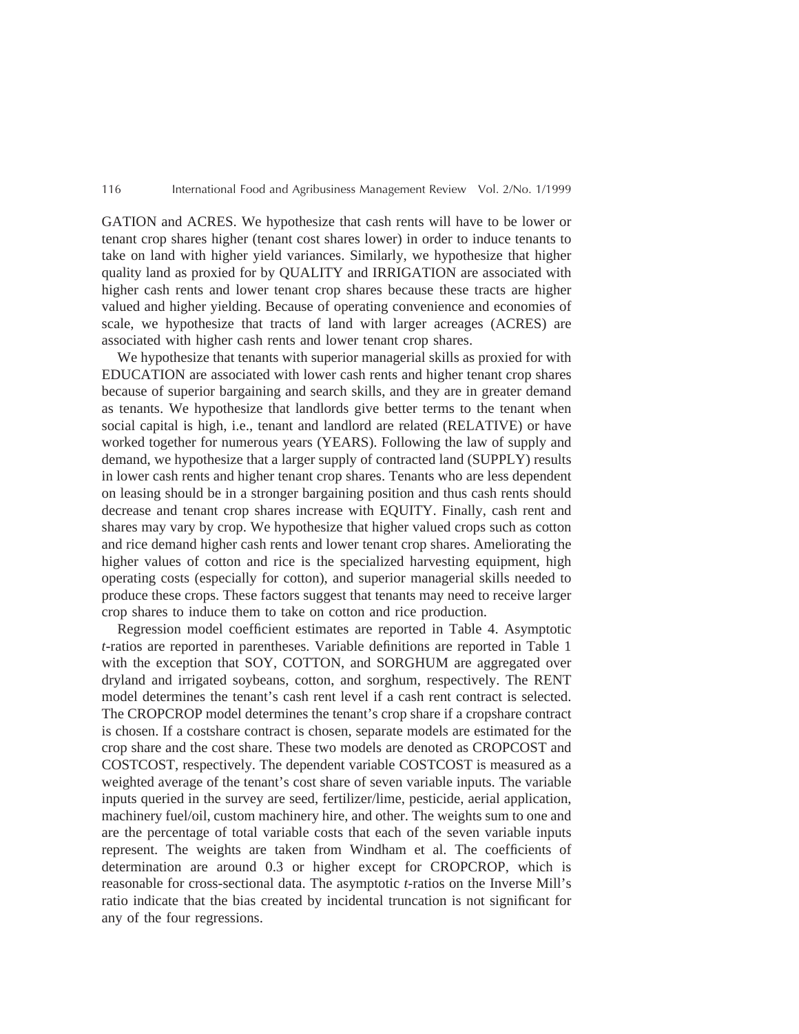GATION and ACRES. We hypothesize that cash rents will have to be lower or tenant crop shares higher (tenant cost shares lower) in order to induce tenants to take on land with higher yield variances. Similarly, we hypothesize that higher quality land as proxied for by QUALITY and IRRIGATION are associated with higher cash rents and lower tenant crop shares because these tracts are higher valued and higher yielding. Because of operating convenience and economies of scale, we hypothesize that tracts of land with larger acreages (ACRES) are associated with higher cash rents and lower tenant crop shares.

We hypothesize that tenants with superior managerial skills as proxied for with EDUCATION are associated with lower cash rents and higher tenant crop shares because of superior bargaining and search skills, and they are in greater demand as tenants. We hypothesize that landlords give better terms to the tenant when social capital is high, i.e., tenant and landlord are related (RELATIVE) or have worked together for numerous years (YEARS). Following the law of supply and demand, we hypothesize that a larger supply of contracted land (SUPPLY) results in lower cash rents and higher tenant crop shares. Tenants who are less dependent on leasing should be in a stronger bargaining position and thus cash rents should decrease and tenant crop shares increase with EQUITY. Finally, cash rent and shares may vary by crop. We hypothesize that higher valued crops such as cotton and rice demand higher cash rents and lower tenant crop shares. Ameliorating the higher values of cotton and rice is the specialized harvesting equipment, high operating costs (especially for cotton), and superior managerial skills needed to produce these crops. These factors suggest that tenants may need to receive larger crop shares to induce them to take on cotton and rice production.

Regression model coefficient estimates are reported in Table 4. Asymptotic *t*-ratios are reported in parentheses. Variable definitions are reported in Table 1 with the exception that SOY, COTTON, and SORGHUM are aggregated over dryland and irrigated soybeans, cotton, and sorghum, respectively. The RENT model determines the tenant's cash rent level if a cash rent contract is selected. The CROPCROP model determines the tenant's crop share if a cropshare contract is chosen. If a costshare contract is chosen, separate models are estimated for the crop share and the cost share. These two models are denoted as CROPCOST and COSTCOST, respectively. The dependent variable COSTCOST is measured as a weighted average of the tenant's cost share of seven variable inputs. The variable inputs queried in the survey are seed, fertilizer/lime, pesticide, aerial application, machinery fuel/oil, custom machinery hire, and other. The weights sum to one and are the percentage of total variable costs that each of the seven variable inputs represent. The weights are taken from Windham et al. The coefficients of determination are around 0.3 or higher except for CROPCROP, which is reasonable for cross-sectional data. The asymptotic *t*-ratios on the Inverse Mill's ratio indicate that the bias created by incidental truncation is not significant for any of the four regressions.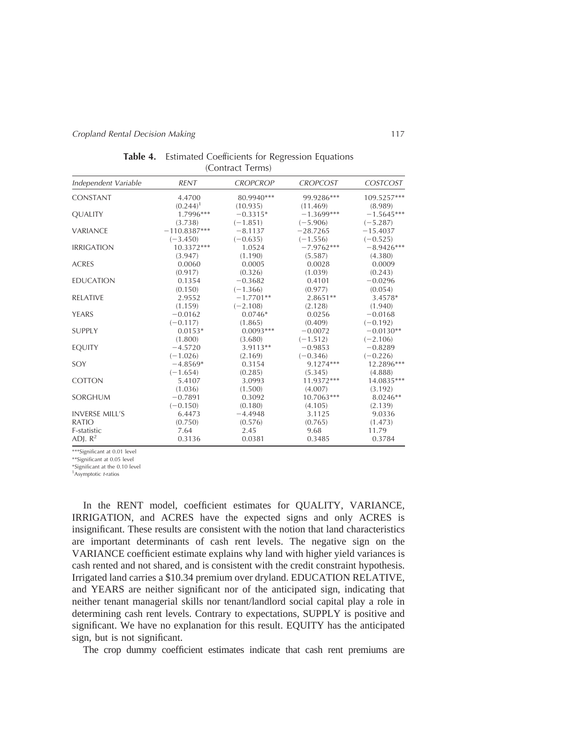**Table 4.** Estimated Coefficients for Regression Equations (Contract Terms)

| *Independent Variable* | *RENT* | *CROPCROP* | *CROPCOST* | *COSTCOST* |
|---|---|---|---|---|
| CONSTANT | 4.4700 | 80.9940*** | 99.9286*** | 109.5257*** |
| | (0.244)[1] | (10.935) | (11.469) | (8.989) |
| QUALITY | 1.7996*** | −0.3315* | −1.3699*** | −1.5645*** |
| | (3.738) | (−1.851) | (−5.906) | (−5.287) |
| VARIANCE | −110.8387*** | −8.1137 | −28.7265 | −15.4037 |
| | (−3.450) | (−0.635) | (−1.556) | (−0.525) |
| IRRIGATION | 10.3372*** | 1.0524 | −7.9762*** | −8.9426*** |
| | (3.947) | (1.190) | (5.587) | (4.380) |
| ACRES | 0.0060 | 0.0005 | 0.0028 | 0.0009 |
| | (0.917) | (0.326) | (1.039) | (0.243) |
| EDUCATION | 0.1354 | −0.3682 | 0.4101 | −0.0296 |
| | (0.150) | (−1.366) | (0.977) | (0.054) |
| RELATIVE | 2.9552 | −1.7701** | 2.8651** | 3.4578* |
| | (1.159) | (−2.108) | (2.128) | (1.940) |
| YEARS | −0.0162 | 0.0746* | 0.0256 | −0.0168 |
| | (−0.117) | (1.865) | (0.409) | (−0.192) |
| SUPPLY | 0.0153* | 0.0093*** | −0.0072 | −0.0130** |
| | (1.800) | (3.680) | (−1.512) | (−2.106) |
| EQUITY | −4.5720 | 3.9113** | −0.9853 | −0.8289 |
| | (−1.026) | (2.169) | (−0.346) | (−0.226) |
| SOY | −4.8569* | 0.3154 | 9.1274*** | 12.2896*** |
| | (−1.654) | (0.285) | (5.345) | (4.888) |
| COTTON | 5.4107 | 3.0993 | 11.9372*** | 14.0835*** |
| | (1.036) | (1.500) | (4.007) | (3.192) |
| SORGHUM | −0.7891 | 0.3092 | 10.7063*** | 8.0246** |
| | (−0.150) | (0.180) | (4.105) | (2.139) |
| INVERSE MILL'S | 6.4473 | −4.4948 | 3.1125 | 9.0336 |
| RATIO | (0.750) | (0.576) | (0.765) | (1.473) |
| F-statistic | 7.64 | 2.45 | 9.68 | 11.79 |
| ADJ. $R^2$ | 0.3136 | 0.0381 | 0.3485 | 0.3784 |

***Significant at 0.01 level
**Significant at 0.05 level
*Significant at the 0.10 level
[1]Asymptotic *t*-ratios

In the RENT model, coefficient estimates for QUALITY, VARIANCE, IRRIGATION, and ACRES have the expected signs and only ACRES is insignificant. These results are consistent with the notion that land characteristics are important determinants of cash rent levels. The negative sign on the VARIANCE coefficient estimate explains why land with higher yield variances is cash rented and not shared, and is consistent with the credit constraint hypothesis. Irrigated land carries a $10.34 premium over dryland. EDUCATION RELATIVE, and YEARS are neither significant nor of the anticipated sign, indicating that neither tenant managerial skills nor tenant/landlord social capital play a role in determining cash rent levels. Contrary to expectations, SUPPLY is positive and significant. We have no explanation for this result. EQUITY has the anticipated sign, but is not significant.

The crop dummy coefficient estimates indicate that cash rent premiums are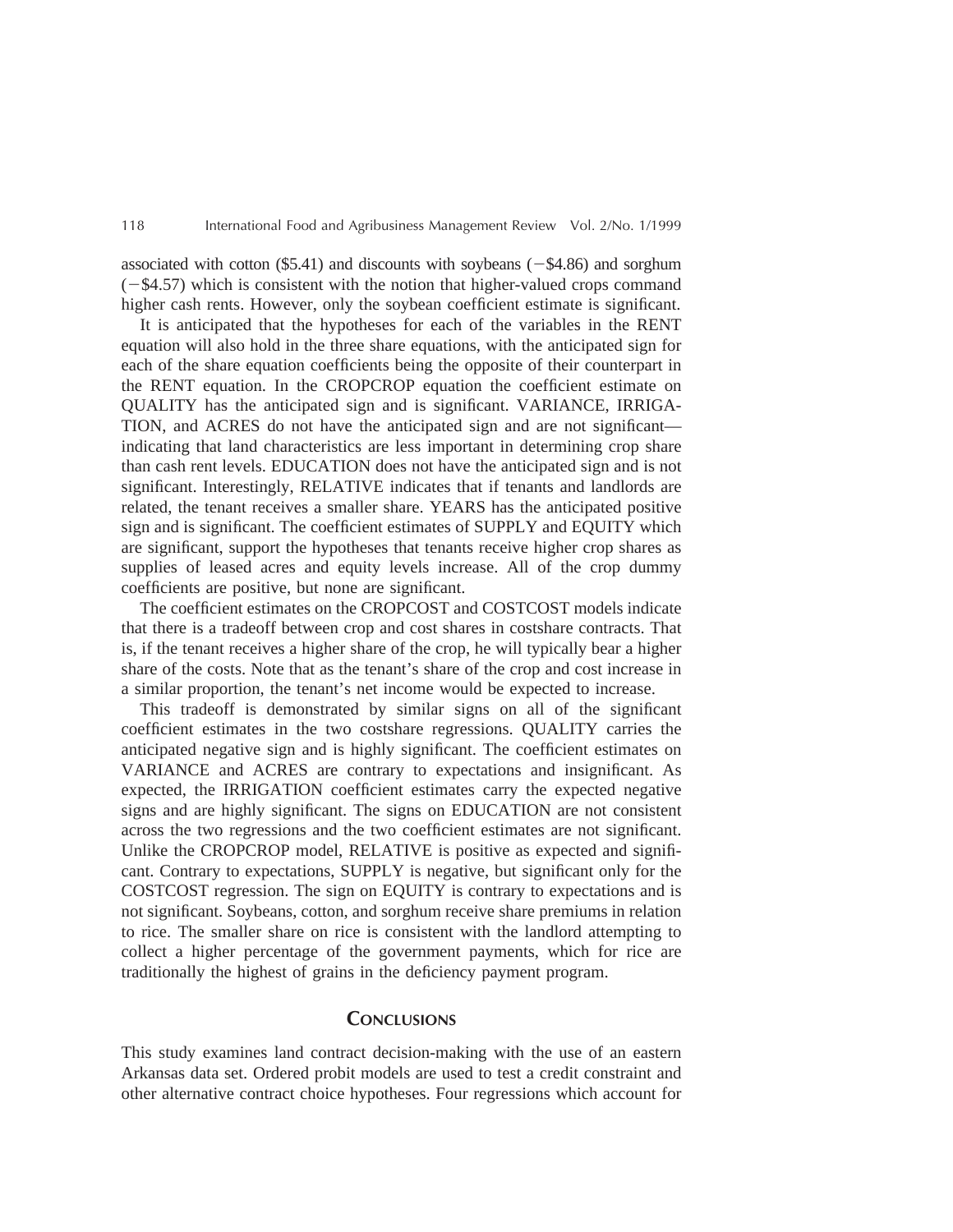associated with cotton ($5.41) and discounts with soybeans (−$4.86) and sorghum (−$4.57) which is consistent with the notion that higher-valued crops command higher cash rents. However, only the soybean coefficient estimate is significant.

It is anticipated that the hypotheses for each of the variables in the RENT equation will also hold in the three share equations, with the anticipated sign for each of the share equation coefficients being the opposite of their counterpart in the RENT equation. In the CROPCROP equation the coefficient estimate on QUALITY has the anticipated sign and is significant. VARIANCE, IRRIGATION, and ACRES do not have the anticipated sign and are not significant—indicating that land characteristics are less important in determining crop share than cash rent levels. EDUCATION does not have the anticipated sign and is not significant. Interestingly, RELATIVE indicates that if tenants and landlords are related, the tenant receives a smaller share. YEARS has the anticipated positive sign and is significant. The coefficient estimates of SUPPLY and EQUITY which are significant, support the hypotheses that tenants receive higher crop shares as supplies of leased acres and equity levels increase. All of the crop dummy coefficients are positive, but none are significant.

The coefficient estimates on the CROPCOST and COSTCOST models indicate that there is a tradeoff between crop and cost shares in costshare contracts. That is, if the tenant receives a higher share of the crop, he will typically bear a higher share of the costs. Note that as the tenant's share of the crop and cost increase in a similar proportion, the tenant's net income would be expected to increase.

This tradeoff is demonstrated by similar signs on all of the significant coefficient estimates in the two costshare regressions. QUALITY carries the anticipated negative sign and is highly significant. The coefficient estimates on VARIANCE and ACRES are contrary to expectations and insignificant. As expected, the IRRIGATION coefficient estimates carry the expected negative signs and are highly significant. The signs on EDUCATION are not consistent across the two regressions and the two coefficient estimates are not significant. Unlike the CROPCROP model, RELATIVE is positive as expected and significant. Contrary to expectations, SUPPLY is negative, but significant only for the COSTCOST regression. The sign on EQUITY is contrary to expectations and is not significant. Soybeans, cotton, and sorghum receive share premiums in relation to rice. The smaller share on rice is consistent with the landlord attempting to collect a higher percentage of the government payments, which for rice are traditionally the highest of grains in the deficiency payment program.

## CONCLUSIONS

This study examines land contract decision-making with the use of an eastern Arkansas data set. Ordered probit models are used to test a credit constraint and other alternative contract choice hypotheses. Four regressions which account for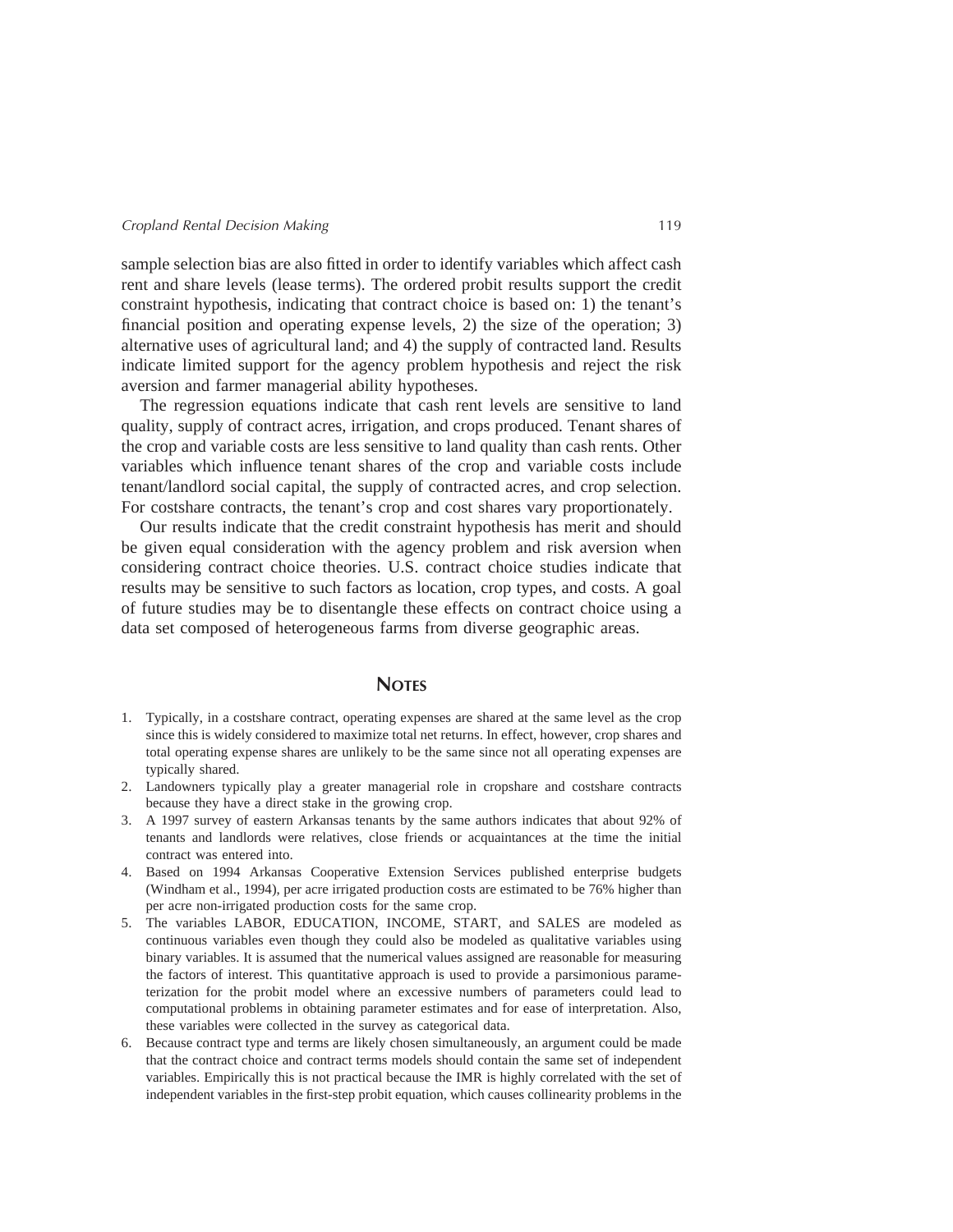sample selection bias are also fitted in order to identify variables which affect cash rent and share levels (lease terms). The ordered probit results support the credit constraint hypothesis, indicating that contract choice is based on: 1) the tenant's financial position and operating expense levels, 2) the size of the operation; 3) alternative uses of agricultural land; and 4) the supply of contracted land. Results indicate limited support for the agency problem hypothesis and reject the risk aversion and farmer managerial ability hypotheses.

The regression equations indicate that cash rent levels are sensitive to land quality, supply of contract acres, irrigation, and crops produced. Tenant shares of the crop and variable costs are less sensitive to land quality than cash rents. Other variables which influence tenant shares of the crop and variable costs include tenant/landlord social capital, the supply of contracted acres, and crop selection. For costshare contracts, the tenant's crop and cost shares vary proportionately.

Our results indicate that the credit constraint hypothesis has merit and should be given equal consideration with the agency problem and risk aversion when considering contract choice theories. U.S. contract choice studies indicate that results may be sensitive to such factors as location, crop types, and costs. A goal of future studies may be to disentangle these effects on contract choice using a data set composed of heterogeneous farms from diverse geographic areas.

## NOTES

1. Typically, in a costshare contract, operating expenses are shared at the same level as the crop since this is widely considered to maximize total net returns. In effect, however, crop shares and total operating expense shares are unlikely to be the same since not all operating expenses are typically shared.
2. Landowners typically play a greater managerial role in cropshare and costshare contracts because they have a direct stake in the growing crop.
3. A 1997 survey of eastern Arkansas tenants by the same authors indicates that about 92% of tenants and landlords were relatives, close friends or acquaintances at the time the initial contract was entered into.
4. Based on 1994 Arkansas Cooperative Extension Services published enterprise budgets (Windham et al., 1994), per acre irrigated production costs are estimated to be 76% higher than per acre non-irrigated production costs for the same crop.
5. The variables LABOR, EDUCATION, INCOME, START, and SALES are modeled as continuous variables even though they could also be modeled as qualitative variables using binary variables. It is assumed that the numerical values assigned are reasonable for measuring the factors of interest. This quantitative approach is used to provide a parsimonious parameterization for the probit model where an excessive numbers of parameters could lead to computational problems in obtaining parameter estimates and for ease of interpretation. Also, these variables were collected in the survey as categorical data.
6. Because contract type and terms are likely chosen simultaneously, an argument could be made that the contract choice and contract terms models should contain the same set of independent variables. Empirically this is not practical because the IMR is highly correlated with the set of independent variables in the first-step probit equation, which causes collinearity problems in the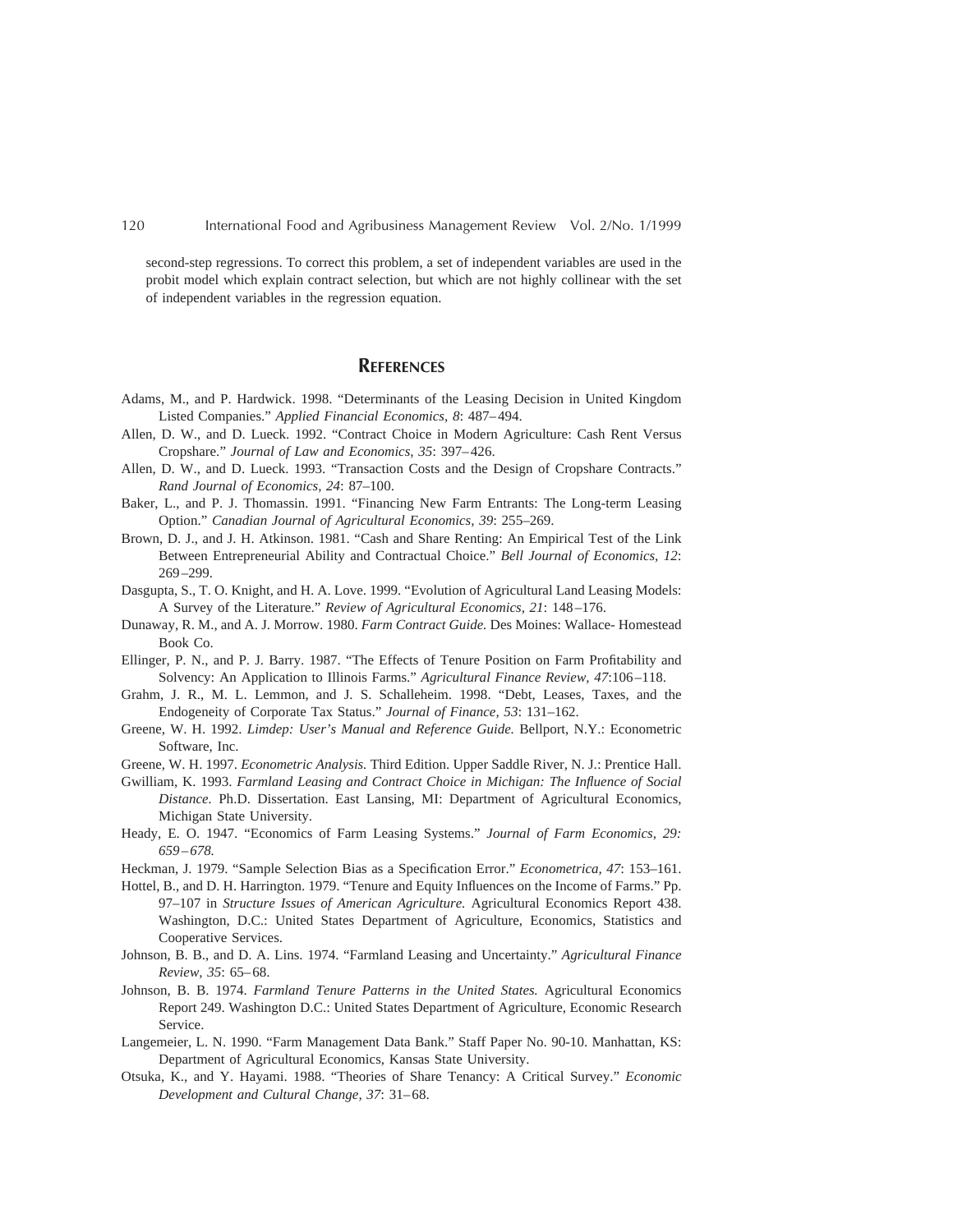second-step regressions. To correct this problem, a set of independent variables are used in the probit model which explain contract selection, but which are not highly collinear with the set of independent variables in the regression equation.

## REFERENCES

Adams, M., and P. Hardwick. 1998. "Determinants of the Leasing Decision in United Kingdom Listed Companies." *Applied Financial Economics, 8*: 487–494.

Allen, D. W., and D. Lueck. 1992. "Contract Choice in Modern Agriculture: Cash Rent Versus Cropshare." *Journal of Law and Economics, 35*: 397–426.

Allen, D. W., and D. Lueck. 1993. "Transaction Costs and the Design of Cropshare Contracts." *Rand Journal of Economics, 24*: 87–100.

Baker, L., and P. J. Thomassin. 1991. "Financing New Farm Entrants: The Long-term Leasing Option." *Canadian Journal of Agricultural Economics, 39*: 255–269.

Brown, D. J., and J. H. Atkinson. 1981. "Cash and Share Renting: An Empirical Test of the Link Between Entrepreneurial Ability and Contractual Choice." *Bell Journal of Economics, 12*: 269–299.

Dasgupta, S., T. O. Knight, and H. A. Love. 1999. "Evolution of Agricultural Land Leasing Models: A Survey of the Literature." *Review of Agricultural Economics, 21*: 148–176.

Dunaway, R. M., and A. J. Morrow. 1980. *Farm Contract Guide.* Des Moines: Wallace- Homestead Book Co.

Ellinger, P. N., and P. J. Barry. 1987. "The Effects of Tenure Position on Farm Profitability and Solvency: An Application to Illinois Farms." *Agricultural Finance Review, 47*:106–118.

Grahm, J. R., M. L. Lemmon, and J. S. Schalleheim. 1998. "Debt, Leases, Taxes, and the Endogeneity of Corporate Tax Status." *Journal of Finance, 53*: 131–162.

Greene, W. H. 1992. *Limdep: User's Manual and Reference Guide.* Bellport, N.Y.: Econometric Software, Inc.

Greene, W. H. 1997. *Econometric Analysis.* Third Edition. Upper Saddle River, N. J.: Prentice Hall.

Gwilliam, K. 1993. *Farmland Leasing and Contract Choice in Michigan: The Influence of Social Distance.* Ph.D. Dissertation. East Lansing, MI: Department of Agricultural Economics, Michigan State University.

Heady, E. O. 1947. "Economics of Farm Leasing Systems." *Journal of Farm Economics, 29: 659–678.*

Heckman, J. 1979. "Sample Selection Bias as a Specification Error." *Econometrica, 47*: 153–161.

Hottel, B., and D. H. Harrington. 1979. "Tenure and Equity Influences on the Income of Farms." Pp. 97–107 in *Structure Issues of American Agriculture.* Agricultural Economics Report 438. Washington, D.C.: United States Department of Agriculture, Economics, Statistics and Cooperative Services.

Johnson, B. B., and D. A. Lins. 1974. "Farmland Leasing and Uncertainty." *Agricultural Finance Review, 35*: 65–68.

Johnson, B. B. 1974. *Farmland Tenure Patterns in the United States.* Agricultural Economics Report 249. Washington D.C.: United States Department of Agriculture, Economic Research Service.

Langemeier, L. N. 1990. "Farm Management Data Bank." Staff Paper No. 90-10. Manhattan, KS: Department of Agricultural Economics, Kansas State University.

Otsuka, K., and Y. Hayami. 1988. "Theories of Share Tenancy: A Critical Survey." *Economic Development and Cultural Change, 37*: 31–68.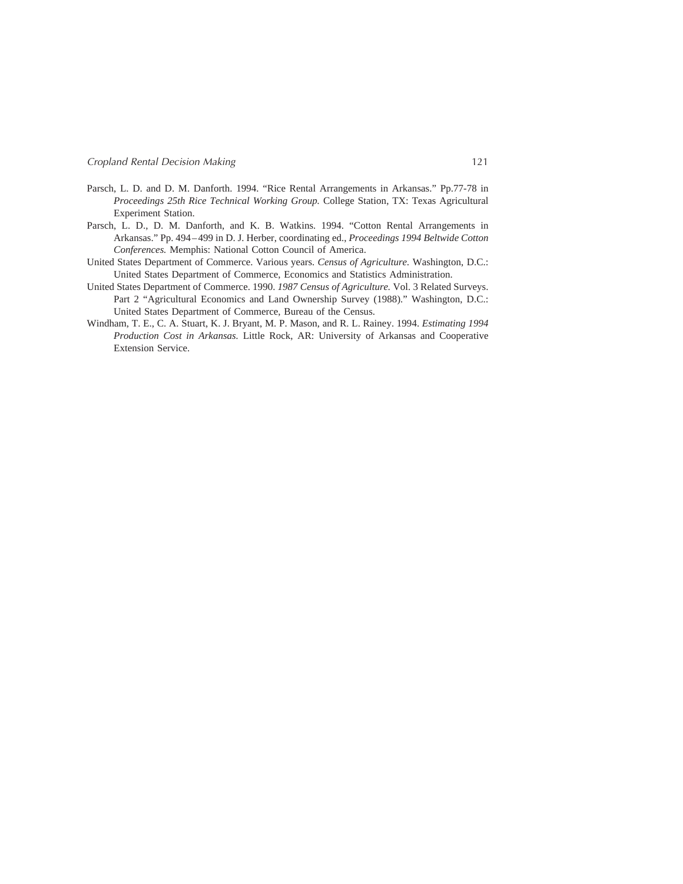Parsch, L. D. and D. M. Danforth. 1994. "Rice Rental Arrangements in Arkansas." Pp.77-78 in *Proceedings 25th Rice Technical Working Group.* College Station, TX: Texas Agricultural Experiment Station.

Parsch, L. D., D. M. Danforth, and K. B. Watkins. 1994. "Cotton Rental Arrangements in Arkansas." Pp. 494 – 499 in D. J. Herber, coordinating ed., *Proceedings 1994 Beltwide Cotton Conferences.* Memphis: National Cotton Council of America.

United States Department of Commerce. Various years. *Census of Agriculture.* Washington, D.C.: United States Department of Commerce, Economics and Statistics Administration.

United States Department of Commerce. 1990. *1987 Census of Agriculture.* Vol. 3 Related Surveys. Part 2 "Agricultural Economics and Land Ownership Survey (1988)." Washington, D.C.: United States Department of Commerce, Bureau of the Census.

Windham, T. E., C. A. Stuart, K. J. Bryant, M. P. Mason, and R. L. Rainey. 1994. *Estimating 1994 Production Cost in Arkansas.* Little Rock, AR: University of Arkansas and Cooperative Extension Service.